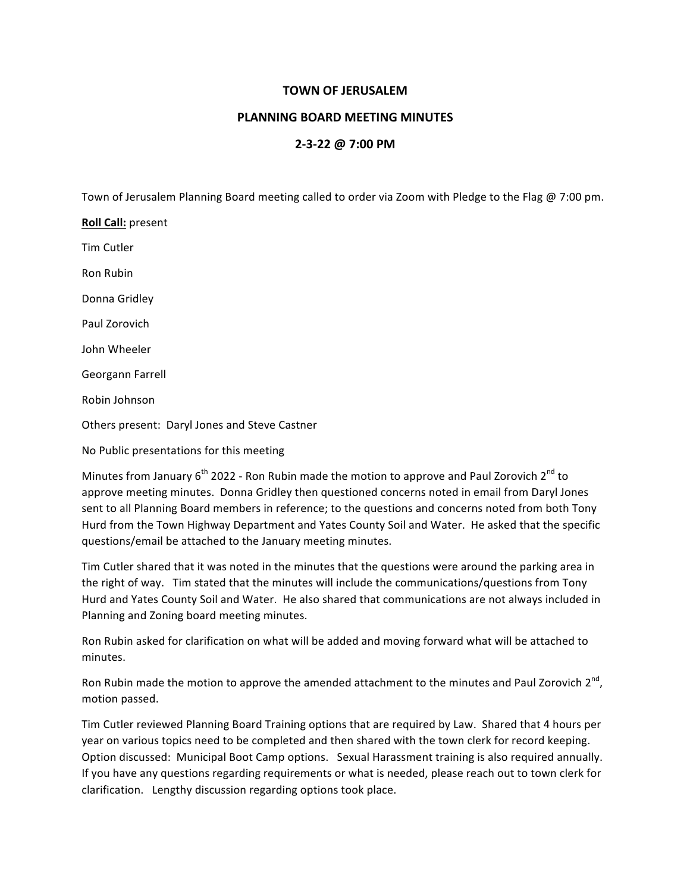# TOWN OF JERUSALEM

## PLANNING BOARD MEETING MINUTES

## 2-3-22 @ 7:00 PM

Town of Jerusalem Planning Board meeting called to order via Zoom with Pledge to the Flag @ 7:00 pm.

**Roll Call:** present

Tim Cutler

Ron Rubin

Donna Gridley

Paul Zorovich

John Wheeler

Georgann Farrell

Robin Johnson

Others present: Daryl Jones and Steve Castner

No Public presentations for this meeting

Minutes from January 6th 2022 - Ron Rubin made the motion to approve and Paul Zorovich 2nd to approve meeting minutes. Donna Gridley then questioned concerns noted in email from Daryl Jones sent to all Planning Board members in reference; to the questions and concerns noted from both Tony Hurd from the Town Highway Department and Yates County Soil and Water. He asked that the specific questions/email be attached to the January meeting minutes.

Tim Cutler shared that it was noted in the minutes that the questions were around the parking area in the right of way. Tim stated that the minutes will include the communications/questions from Tony Hurd and Yates County Soil and Water. He also shared that communications are not always included in Planning and Zoning board meeting minutes.

Ron Rubin asked for clarification on what will be added and moving forward what will be attached to minutes.

Ron Rubin made the motion to approve the amended attachment to the minutes and Paul Zorovich 2nd, motion passed.

Tim Cutler reviewed Planning Board Training options that are required by Law. Shared that 4 hours per year on various topics need to be completed and then shared with the town clerk for record keeping. Option discussed: Municipal Boot Camp options. Sexual Harassment training is also required annually. If you have any questions regarding requirements or what is needed, please reach out to town clerk for clarification. Lengthy discussion regarding options took place.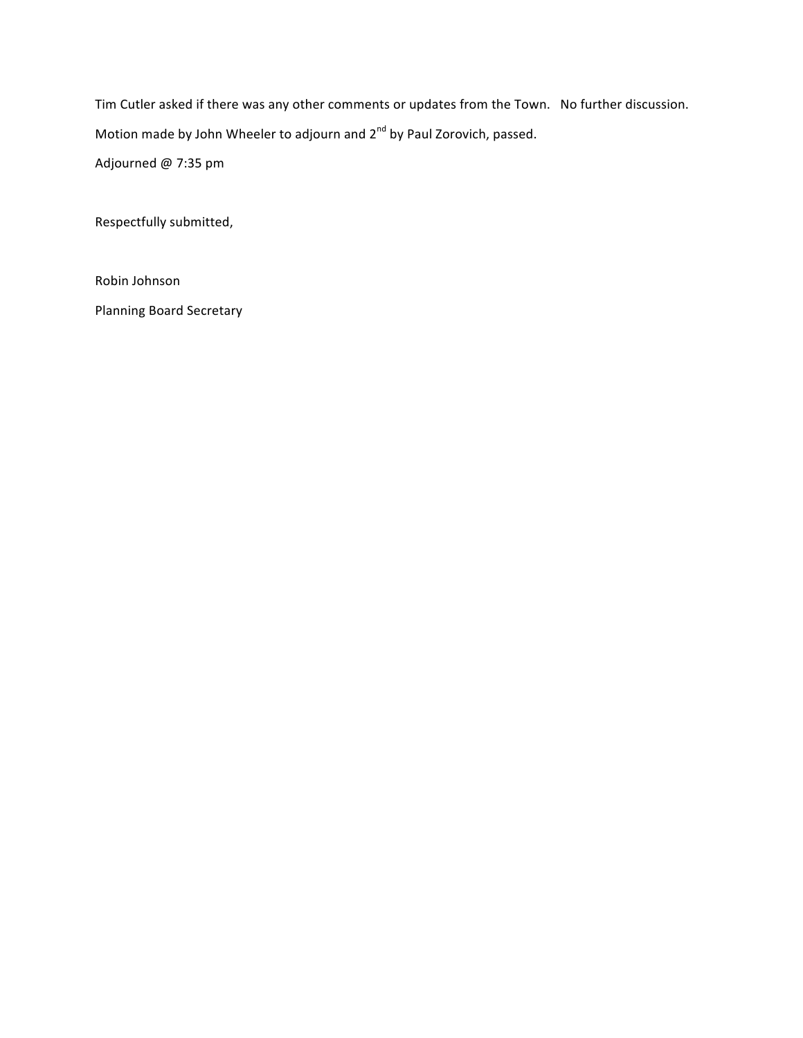Tim Cutler asked if there was any other comments or updates from the Town. No further discussion.

Motion made by John Wheeler to adjourn and 2nd by Paul Zorovich, passed.

Adjourned @ 7:35 pm

Respectfully submitted,

Robin Johnson

Planning Board Secretary